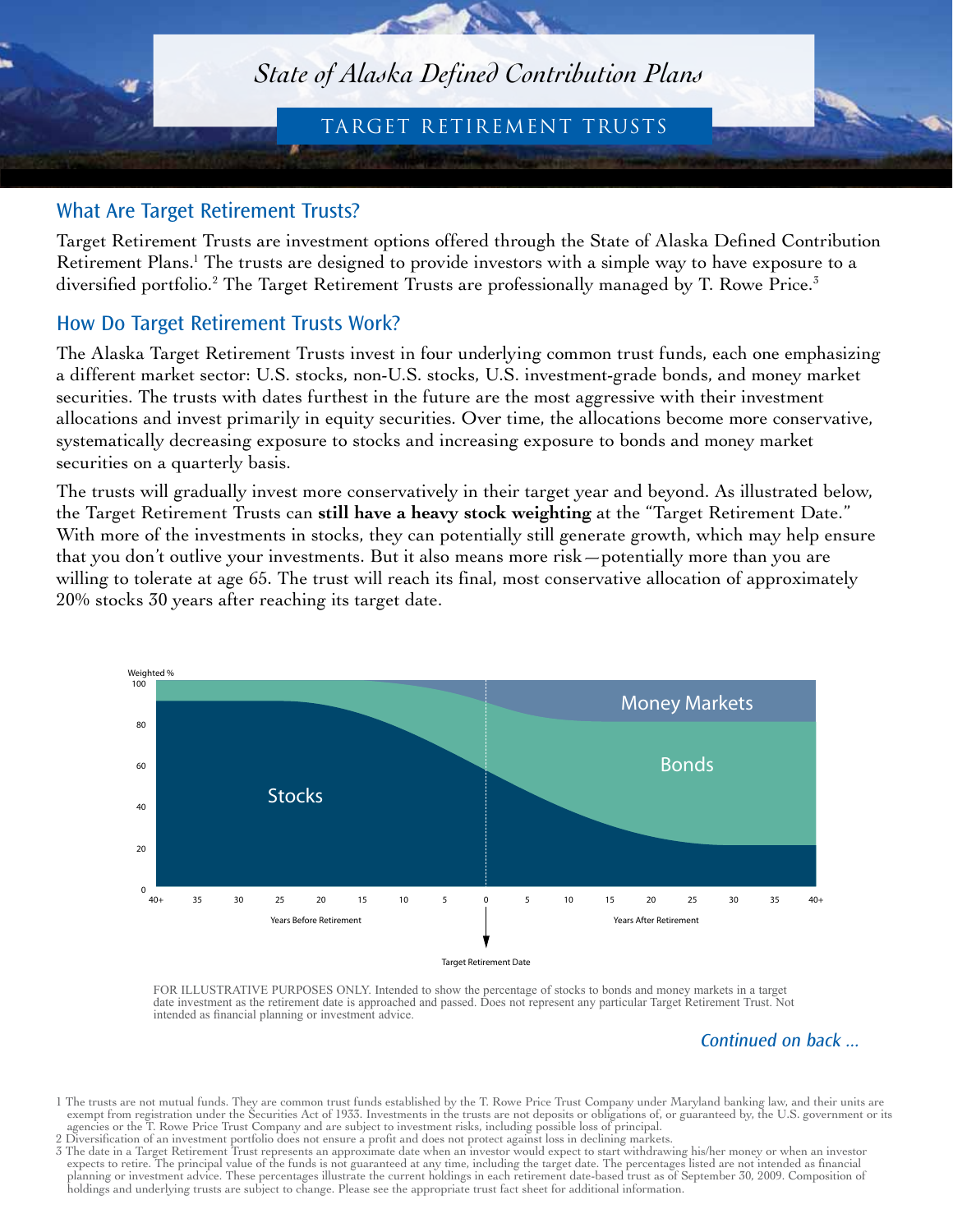# State of Alaska Defined Contribution Plans

## TARGET RETIREMENT TRUSTS

## What Are Target Retirement Trusts?

Target Retirement Trusts are investment options offered through the State of Alaska Defined Contribution Retirement Plans.[1] The trusts are designed to provide investors with a simple way to have exposure to a diversified portfolio.[2] The Target Retirement Trusts are professionally managed by T. Rowe Price.[3]

## How Do Target Retirement Trusts Work?

The Alaska Target Retirement Trusts invest in four underlying common trust funds, each one emphasizing a different market sector: U.S. stocks, non-U.S. stocks, U.S. investment-grade bonds, and money market securities. The trusts with dates furthest in the future are the most aggressive with their investment allocations and invest primarily in equity securities. Over time, the allocations become more conservative, systematically decreasing exposure to stocks and increasing exposure to bonds and money market securities on a quarterly basis.

The trusts will gradually invest more conservatively in their target year and beyond. As illustrated below, the Target Retirement Trusts can **still have a heavy stock weighting** at the "Target Retirement Date." With more of the investments in stocks, they can potentially still generate growth, which may help ensure that you don't outlive your investments. But it also means more risk—potentially more than you are willing to tolerate at age 65. The trust will reach its final, most conservative allocation of approximately 20% stocks 30 years after reaching its target date.

Weighted %

Stocks | Bonds | Money Markets

Years Before Retirement: 40+, 35, 30, 25, 20, 15, 10, 5, 0 — Years After Retirement: 5, 10, 15, 20, 25, 30, 35, 40+

Target Retirement Date

FOR ILLUSTRATIVE PURPOSES ONLY. Intended to show the percentage of stocks to bonds and money markets in a target date investment as the retirement date is approached and passed. Does not represent any particular Target Retirement Trust. Not intended as financial planning or investment advice.

*Continued on back ...*

1 The trusts are not mutual funds. They are common trust funds established by the T. Rowe Price Trust Company under Maryland banking law, and their units are exempt from registration under the Securities Act of 1933. Investments in the trusts are not deposits or obligations of, or guaranteed by, the U.S. government or its agencies or the T. Rowe Price Trust Company and are subject to investment risks, including possible loss of principal.

2 Diversification of an investment portfolio does not ensure a profit and does not protect against loss in declining markets.

3 The date in a Target Retirement Trust represents an approximate date when an investor would expect to start withdrawing his/her money or when an investor expects to retire. The principal value of the funds is not guaranteed at any time, including the target date. The percentages listed are not intended as financial planning or investment advice. These percentages illustrate the current holdings in each retirement date-based trust as of September 30, 2009. Composition of holdings and underlying trusts are subject to change. Please see the appropriate trust fact sheet for additional information.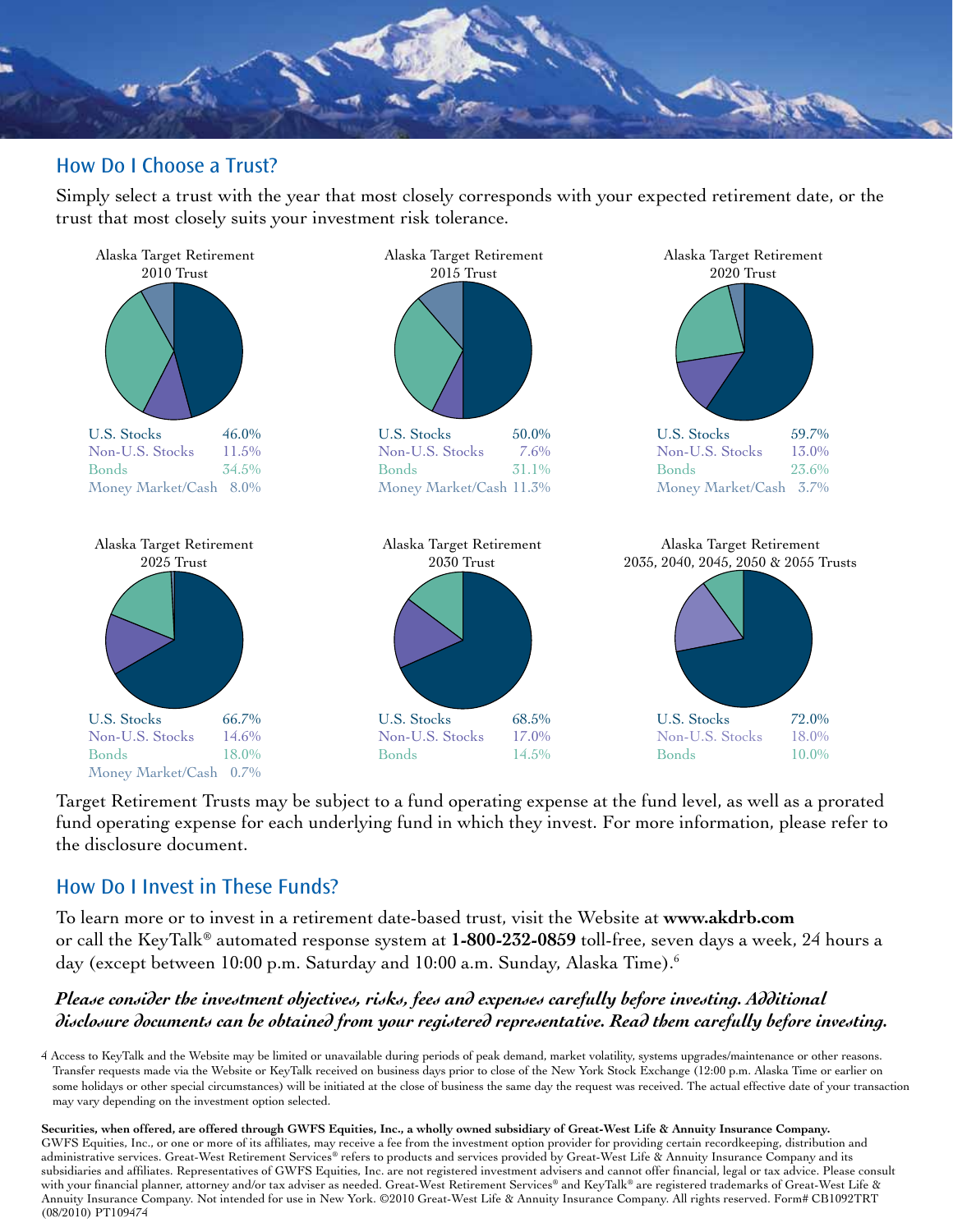## How Do I Choose a Trust?

Simply select a trust with the year that most closely corresponds with your expected retirement date, or the trust that most closely suits your investment risk tolerance.

Alaska Target Retirement 2010 Trust

U.S. Stocks 46.0%
Non-U.S. Stocks 11.5%
Bonds 34.5%
Money Market/Cash 8.0%

Alaska Target Retirement 2015 Trust

U.S. Stocks 50.0%
Non-U.S. Stocks 7.6%
Bonds 31.1%
Money Market/Cash 11.3%

Alaska Target Retirement 2020 Trust

U.S. Stocks 59.7%
Non-U.S. Stocks 13.0%
Bonds 23.6%
Money Market/Cash 3.7%

Alaska Target Retirement 2025 Trust

U.S. Stocks 66.7%
Non-U.S. Stocks 14.6%
Bonds 18.0%
Money Market/Cash 0.7%

Alaska Target Retirement 2030 Trust

U.S. Stocks 68.5%
Non-U.S. Stocks 17.0%
Bonds 14.5%

Alaska Target Retirement 2035, 2040, 2045, 2050 & 2055 Trusts

U.S. Stocks 72.0%
Non-U.S. Stocks 18.0%
Bonds 10.0%

Target Retirement Trusts may be subject to a fund operating expense at the fund level, as well as a prorated fund operating expense for each underlying fund in which they invest. For more information, please refer to the disclosure document.

## How Do I Invest in These Funds?

To learn more or to invest in a retirement date-based trust, visit the Website at **www.akdrb.com** or call the KeyTalk® automated response system at **1-800-232-0859** toll-free, seven days a week, 24 hours a day (except between 10:00 p.m. Saturday and 10:00 a.m. Sunday, Alaska Time).[6]

***Please consider the investment objectives, risks, fees and expenses carefully before investing. Additional disclosure documents can be obtained from your registered representative. Read them carefully before investing.***

4 Access to KeyTalk and the Website may be limited or unavailable during periods of peak demand, market volatility, systems upgrades/maintenance or other reasons. Transfer requests made via the Website or KeyTalk received on business days prior to close of the New York Stock Exchange (12:00 p.m. Alaska Time or earlier on some holidays or other special circumstances) will be initiated at the close of business the same day the request was received. The actual effective date of your transaction may vary depending on the investment option selected.

**Securities, when offered, are offered through GWFS Equities, Inc., a wholly owned subsidiary of Great-West Life & Annuity Insurance Company.** GWFS Equities, Inc., or one or more of its affiliates, may receive a fee from the investment option provider for providing certain recordkeeping, distribution and administrative services. Great-West Retirement Services® refers to products and services provided by Great-West Life & Annuity Insurance Company and its subsidiaries and affiliates. Representatives of GWFS Equities, Inc. are not registered investment advisers and cannot offer financial, legal or tax advice. Please consult with your financial planner, attorney and/or tax adviser as needed. Great-West Retirement Services® and KeyTalk® are registered trademarks of Great-West Life & Annuity Insurance Company. Not intended for use in New York. ©2010 Great-West Life & Annuity Insurance Company. All rights reserved. Form# CB1092TRT (08/2010) PT109474